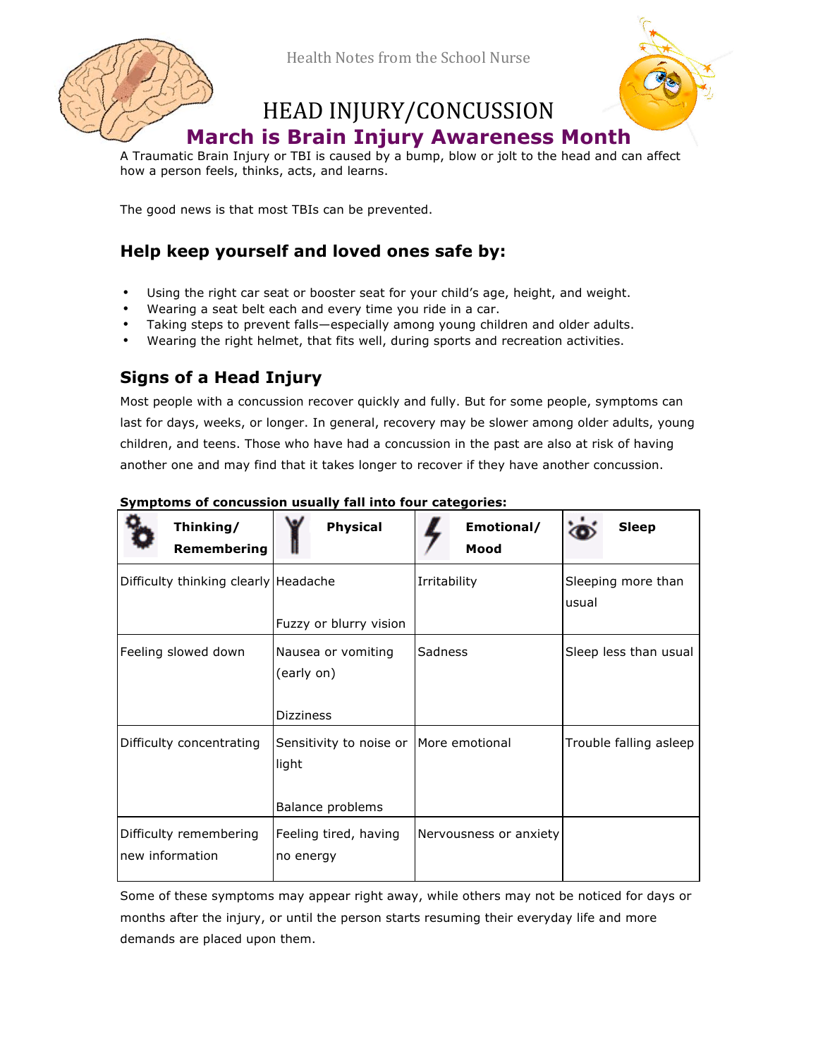Health Notes from the School Nurse

# HEAD INJURY/CONCUSSION

## March is Brain Injury Awareness Month

A Traumatic Brain Injury or TBI is caused by a bump, blow or jolt to the head and can affect how a person feels, thinks, acts, and learns.

The good news is that most TBIs can be prevented.

## Help keep yourself and loved ones safe by:

- Using the right car seat or booster seat for your child's age, height, and weight.
- Wearing a seat belt each and every time you ride in a car.
- Taking steps to prevent falls—especially among young children and older adults.
- Wearing the right helmet, that fits well, during sports and recreation activities.

## Signs of a Head Injury

Most people with a concussion recover quickly and fully. But for some people, symptoms can last for days, weeks, or longer. In general, recovery may be slower among older adults, young children, and teens. Those who have had a concussion in the past are also at risk of having another one and may find that it takes longer to recover if they have another concussion.

**Symptoms of concussion usually fall into four categories:**

| Thinking/ Remembering | Physical | Emotional/ Mood | Sleep |
|---|---|---|---|
| Difficulty thinking clearly | Headache<br><br>Fuzzy or blurry vision | Irritability | Sleeping more than usual |
| Feeling slowed down | Nausea or vomiting (early on)<br><br>Dizziness | Sadness | Sleep less than usual |
| Difficulty concentrating | Sensitivity to noise or light<br><br>Balance problems | More emotional | Trouble falling asleep |
| Difficulty remembering new information | Feeling tired, having no energy | Nervousness or anxiety | |

Some of these symptoms may appear right away, while others may not be noticed for days or months after the injury, or until the person starts resuming their everyday life and more demands are placed upon them.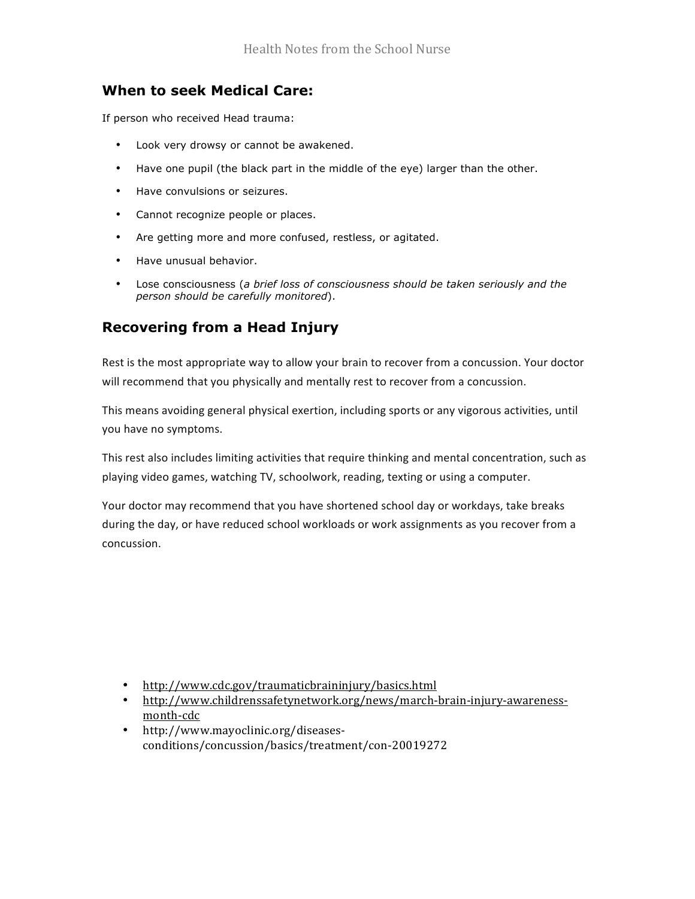## When to seek Medical Care:

If person who received Head trauma:

- Look very drowsy or cannot be awakened.
- Have one pupil (the black part in the middle of the eye) larger than the other.
- Have convulsions or seizures.
- Cannot recognize people or places.
- Are getting more and more confused, restless, or agitated.
- Have unusual behavior.
- Lose consciousness (*a brief loss of consciousness should be taken seriously and the person should be carefully monitored*).

## Recovering from a Head Injury

Rest is the most appropriate way to allow your brain to recover from a concussion. Your doctor will recommend that you physically and mentally rest to recover from a concussion.

This means avoiding general physical exertion, including sports or any vigorous activities, until you have no symptoms.

This rest also includes limiting activities that require thinking and mental concentration, such as playing video games, watching TV, schoolwork, reading, texting or using a computer.

Your doctor may recommend that you have shortened school day or workdays, take breaks during the day, or have reduced school workloads or work assignments as you recover from a concussion.

- http://www.cdc.gov/traumaticbraininjury/basics.html
- http://www.childrenssafetynetwork.org/news/march-brain-injury-awareness-month-cdc
- http://www.mayoclinic.org/diseases-conditions/concussion/basics/treatment/con-20019272